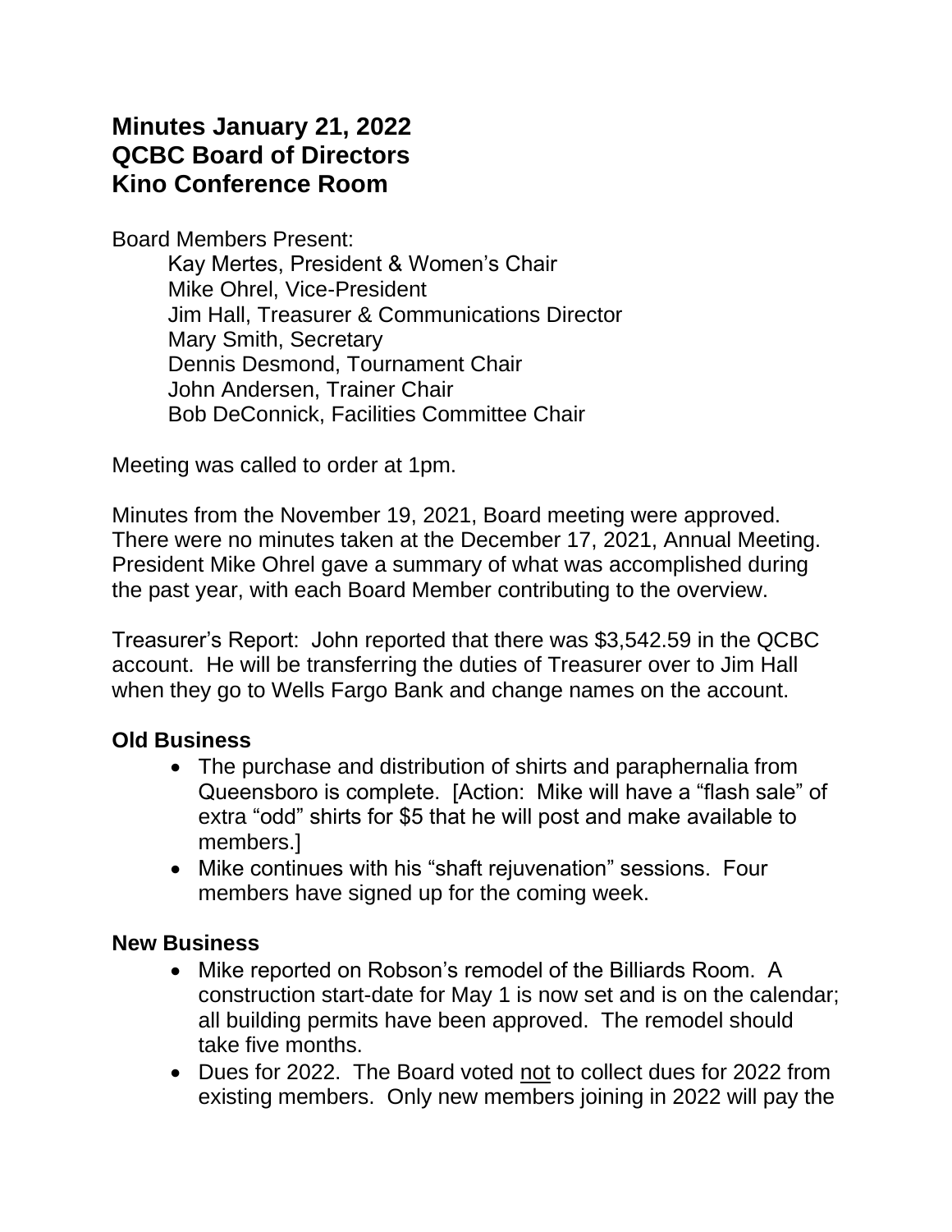# Minutes January 21, 2022
# QCBC Board of Directors
# Kino Conference Room

Board Members Present:

Kay Mertes, President & Women's Chair
Mike Ohrel, Vice-President
Jim Hall, Treasurer & Communications Director
Mary Smith, Secretary
Dennis Desmond, Tournament Chair
John Andersen, Trainer Chair
Bob DeConnick, Facilities Committee Chair

Meeting was called to order at 1pm.

Minutes from the November 19, 2021, Board meeting were approved. There were no minutes taken at the December 17, 2021, Annual Meeting. President Mike Ohrel gave a summary of what was accomplished during the past year, with each Board Member contributing to the overview.

Treasurer's Report: John reported that there was $3,542.59 in the QCBC account. He will be transferring the duties of Treasurer over to Jim Hall when they go to Wells Fargo Bank and change names on the account.

## Old Business

- The purchase and distribution of shirts and paraphernalia from Queensboro is complete. [Action: Mike will have a "flash sale" of extra "odd" shirts for $5 that he will post and make available to members.]
- Mike continues with his "shaft rejuvenation" sessions. Four members have signed up for the coming week.

## New Business

- Mike reported on Robson's remodel of the Billiards Room. A construction start-date for May 1 is now set and is on the calendar; all building permits have been approved. The remodel should take five months.
- Dues for 2022. The Board voted <u>not</u> to collect dues for 2022 from existing members. Only new members joining in 2022 will pay the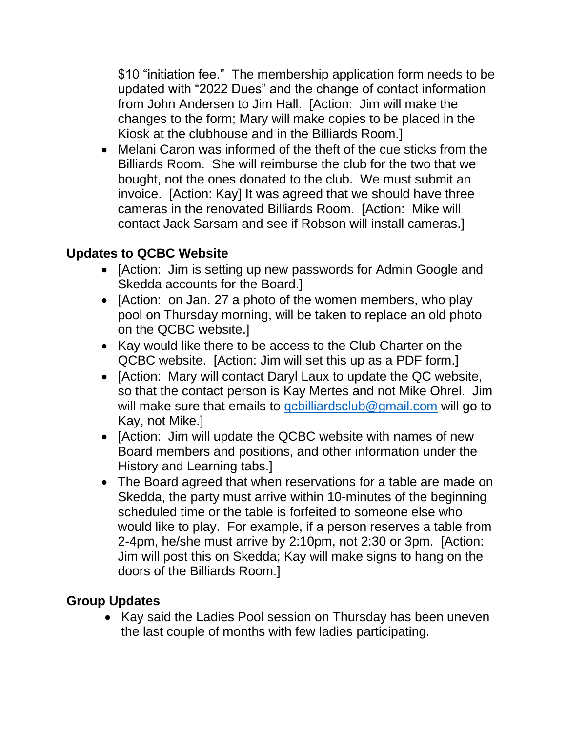$10 "initiation fee." The membership application form needs to be updated with "2022 Dues" and the change of contact information from John Andersen to Jim Hall. [Action: Jim will make the changes to the form; Mary will make copies to be placed in the Kiosk at the clubhouse and in the Billiards Room.]

- Melani Caron was informed of the theft of the cue sticks from the Billiards Room. She will reimburse the club for the two that we bought, not the ones donated to the club. We must submit an invoice. [Action: Kay] It was agreed that we should have three cameras in the renovated Billiards Room. [Action: Mike will contact Jack Sarsam and see if Robson will install cameras.]

## Updates to QCBC Website

- [Action: Jim is setting up new passwords for Admin Google and Skedda accounts for the Board.]
- [Action: on Jan. 27 a photo of the women members, who play pool on Thursday morning, will be taken to replace an old photo on the QCBC website.]
- Kay would like there to be access to the Club Charter on the QCBC website. [Action: Jim will set this up as a PDF form.]
- [Action: Mary will contact Daryl Laux to update the QC website, so that the contact person is Kay Mertes and not Mike Ohrel. Jim will make sure that emails to qcbilliardsclub@gmail.com will go to Kay, not Mike.]
- [Action: Jim will update the QCBC website with names of new Board members and positions, and other information under the History and Learning tabs.]
- The Board agreed that when reservations for a table are made on Skedda, the party must arrive within 10-minutes of the beginning scheduled time or the table is forfeited to someone else who would like to play. For example, if a person reserves a table from 2-4pm, he/she must arrive by 2:10pm, not 2:30 or 3pm. [Action: Jim will post this on Skedda; Kay will make signs to hang on the doors of the Billiards Room.]

## Group Updates

- Kay said the Ladies Pool session on Thursday has been uneven the last couple of months with few ladies participating.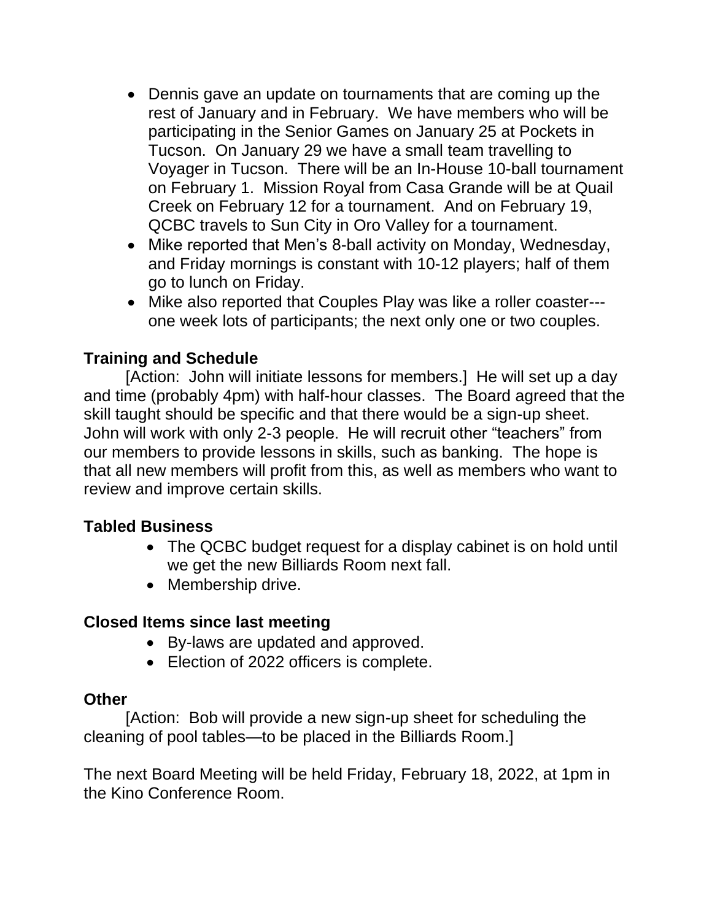- Dennis gave an update on tournaments that are coming up the rest of January and in February. We have members who will be participating in the Senior Games on January 25 at Pockets in Tucson. On January 29 we have a small team travelling to Voyager in Tucson. There will be an In-House 10-ball tournament on February 1. Mission Royal from Casa Grande will be at Quail Creek on February 12 for a tournament. And on February 19, QCBC travels to Sun City in Oro Valley for a tournament.
- Mike reported that Men's 8-ball activity on Monday, Wednesday, and Friday mornings is constant with 10-12 players; half of them go to lunch on Friday.
- Mike also reported that Couples Play was like a roller coaster---one week lots of participants; the next only one or two couples.

**Training and Schedule**

[Action: John will initiate lessons for members.] He will set up a day and time (probably 4pm) with half-hour classes. The Board agreed that the skill taught should be specific and that there would be a sign-up sheet. John will work with only 2-3 people. He will recruit other "teachers" from our members to provide lessons in skills, such as banking. The hope is that all new members will profit from this, as well as members who want to review and improve certain skills.

**Tabled Business**

- The QCBC budget request for a display cabinet is on hold until we get the new Billiards Room next fall.
- Membership drive.

**Closed Items since last meeting**

- By-laws are updated and approved.
- Election of 2022 officers is complete.

**Other**

[Action: Bob will provide a new sign-up sheet for scheduling the cleaning of pool tables—to be placed in the Billiards Room.]

The next Board Meeting will be held Friday, February 18, 2022, at 1pm in the Kino Conference Room.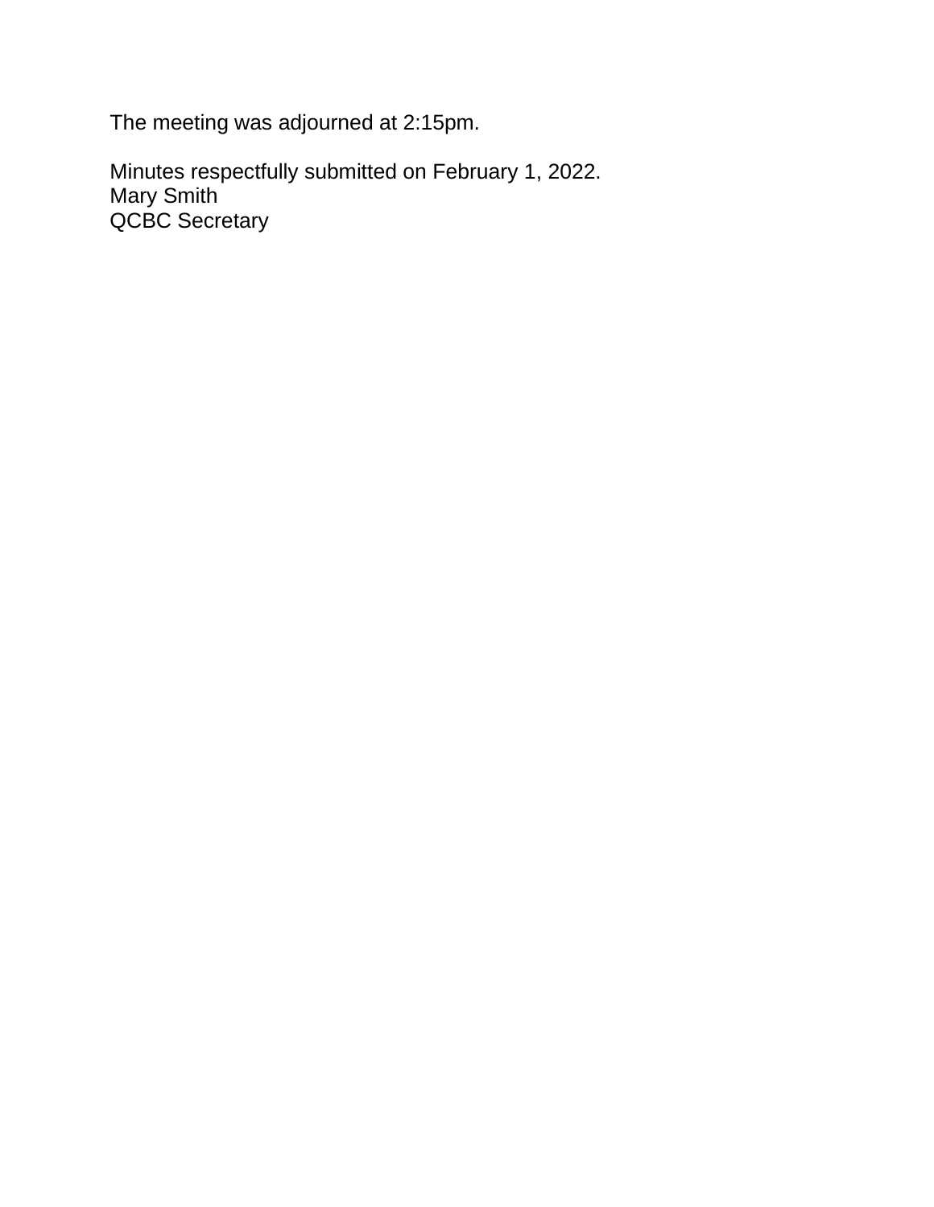The meeting was adjourned at 2:15pm.

Minutes respectfully submitted on February 1, 2022.
Mary Smith
QCBC Secretary